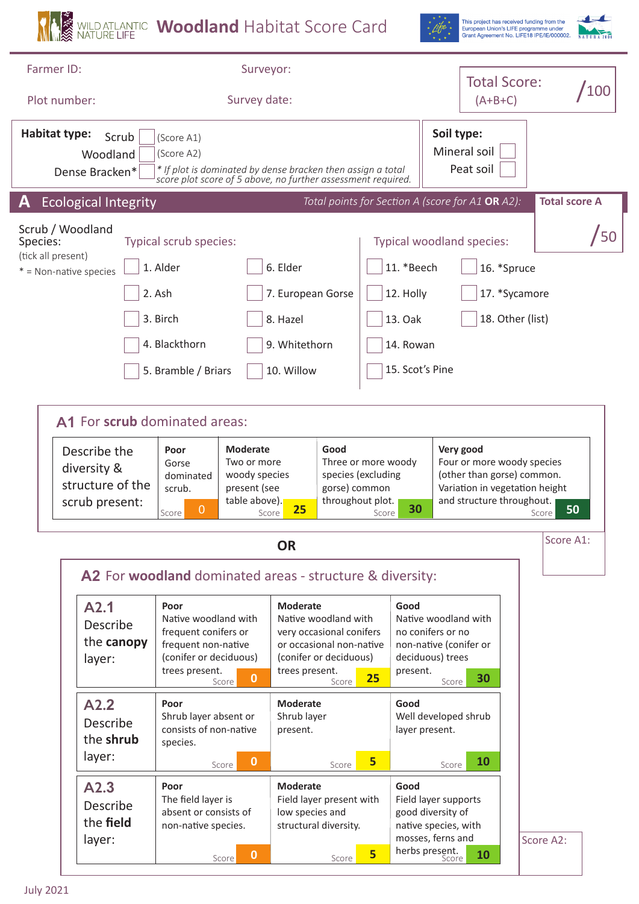WILD ATLANTIC NATURE LIFE

# Woodland Habitat Score Card

This project has received funding from the European Union's LIFE programme under Grant Agreement No. LIFE18 IPE/IE/000002.

Farmer ID: | Surveyor:

Plot number: | Survey date:

**Total Score: (A+B+C)** /100

**Habitat type:**
- Scrub ☐ (Score A1)
- Woodland ☐ (Score A2)
- Dense Bracken* ☐ *\* If plot is dominated by dense bracken then assign a total score plot score of 5 above, no further assessment required.*

**Soil type:**
- Mineral soil ☐
- Peat soil ☐

## A Ecological Integrity

*Total points for Section A (score for A1* ***OR*** *A2):* **Total score A** /50

Scrub / Woodland Species:
(tick all present)
\* = Non-native species

| Typical scrub species: | | Typical woodland species: | |
|---|---|---|---|
| ☐ 1. Alder | ☐ 6. Elder | ☐ 11. *Beech | ☐ 16. *Spruce |
| ☐ 2. Ash | ☐ 7. European Gorse | ☐ 12. Holly | ☐ 17. *Sycamore |
| ☐ 3. Birch | ☐ 8. Hazel | ☐ 13. Oak | ☐ 18. Other (list) |
| ☐ 4. Blackthorn | ☐ 9. Whitethorn | ☐ 14. Rowan | |
| ☐ 5. Bramble / Briars | ☐ 10. Willow | ☐ 15. Scot's Pine | |

### A1 For **scrub** dominated areas:

| | Poor | Moderate | Good | Very good |
|---|---|---|---|---|
| Describe the diversity & structure of the scrub present: | Gorse dominated scrub. Score **0** | Two or more woody species present (see table above). Score **25** | Three or more woody species (excluding gorse) common throughout plot. Score **30** | Four or more woody species (other than gorse) common. Variation in vegetation height and structure throughout. Score **50** |

Score A1:

**OR**

### A2 For **woodland** dominated areas - structure & diversity:

| | Poor | Moderate | Good |
|---|---|---|---|
| **A2.1** Describe the **canopy** layer: | Native woodland with frequent conifers or frequent non-native (conifer or deciduous) trees present. Score **0** | Native woodland with very occasional conifers or occasional non-native (conifer or deciduous) trees present. Score **25** | Native woodland with no conifers or no non-native (conifer or deciduous) trees present. Score **30** |
| **A2.2** Describe the **shrub** layer: | Shrub layer absent or consists of non-native species. Score **0** | Shrub layer present. Score **5** | Well developed shrub layer present. Score **10** |
| **A2.3** Describe the **field** layer: | The field layer is absent or consists of non-native species. Score **0** | Field layer present with low species and structural diversity. Score **5** | Field layer supports good diversity of native species, with mosses, ferns and herbs present. Score **10** |

Score A2:

July 2021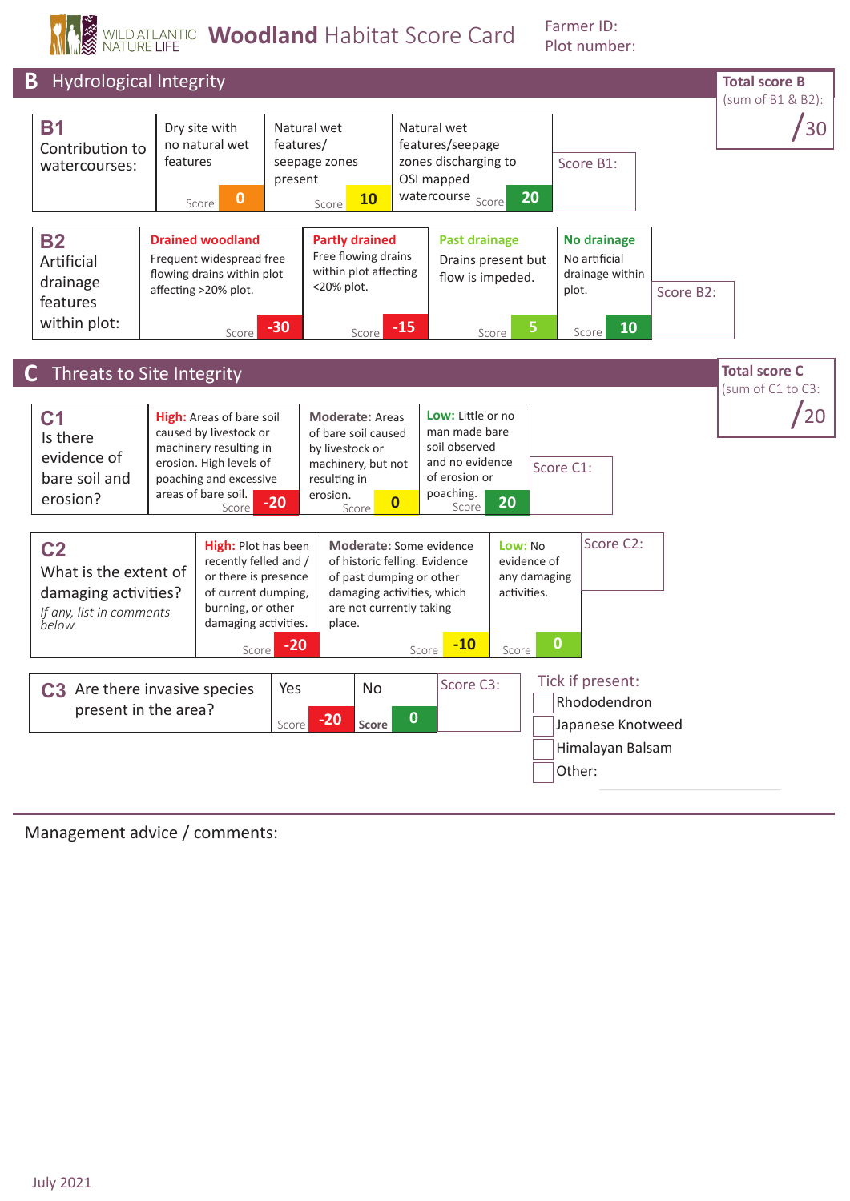# Woodland Habitat Score Card

Farmer ID:
Plot number:

## B Hydrological Integrity

**Total score B** (sum of B1 & B2): /30

| **B1** Contribution to watercourses: | Dry site with no natural wet features | Natural wet features/ seepage zones present | Natural wet features/seepage zones discharging to OSI mapped watercourse | Score B1: |
|---|---|---|---|---|
| | Score **0** | Score **10** | Score **20** | |

| **B2** Artificial drainage features within plot: | **Drained woodland** Frequent widespread free flowing drains within plot affecting >20% plot. | **Partly drained** Free flowing drains within plot affecting <20% plot. | **Past drainage** Drains present but flow is impeded. | **No drainage** No artificial drainage within plot. | Score B2: |
|---|---|---|---|---|---|
| | Score **-30** | Score **-15** | Score **5** | Score **10** | |

## C Threats to Site Integrity

**Total score C** (sum of C1 to C3: /20

| **C1** Is there evidence of bare soil and erosion? | **High:** Areas of bare soil caused by livestock or machinery resulting in erosion. High levels of poaching and excessive areas of bare soil. | **Moderate:** Areas of bare soil caused by livestock or machinery, but not resulting in erosion. | **Low:** Little or no man made bare soil observed and no evidence of erosion or poaching. | Score C1: |
|---|---|---|---|---|
| | Score **-20** | Score **0** | Score **20** | |

| **C2** What is the extent of damaging activities? *If any, list in comments below.* | **High:** Plot has been recently felled and / or there is presence of current dumping, burning, or other damaging activities. | **Moderate:** Some evidence of historic felling. Evidence of past dumping or other damaging activities, which are not currently taking place. | **Low:** No evidence of any damaging activities. | Score C2: |
|---|---|---|---|---|
| | Score **-20** | Score **-10** | Score **0** | |

| **C3** Are there invasive species present in the area? | Yes | No | Score C3: |
|---|---|---|---|
| | Score **-20** | Score **0** | |

Tick if present:
- ☐ Rhododendron
- ☐ Japanese Knotweed
- ☐ Himalayan Balsam
- ☐ Other: \_\_\_\_\_\_\_\_\_\_\_\_\_\_\_\_

Management advice / comments:

July 2021